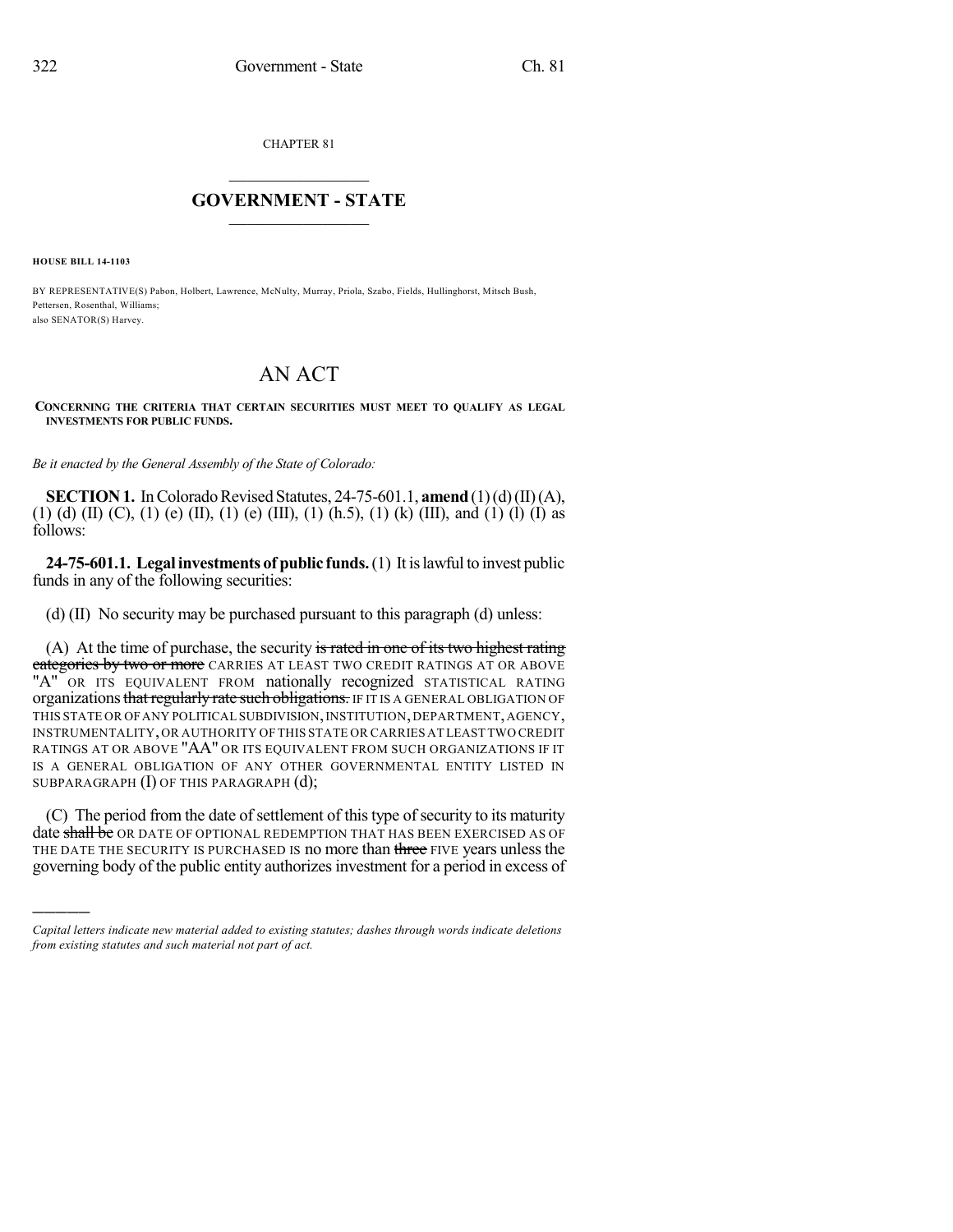CHAPTER 81

# GOVERNMENT - STATE

**HOUSE BILL 14-1103**

BY REPRESENTATIVE(S) Pabon, Holbert, Lawrence, McNulty, Murray, Priola, Szabo, Fields, Hullinghorst, Mitsch Bush, Pettersen, Rosenthal, Williams;
also SENATOR(S) Harvey.

# AN ACT

**CONCERNING THE CRITERIA THAT CERTAIN SECURITIES MUST MEET TO QUALIFY AS LEGAL INVESTMENTS FOR PUBLIC FUNDS.**

*Be it enacted by the General Assembly of the State of Colorado:*

**SECTION 1.** In Colorado Revised Statutes, 24-75-601.1, **amend** (1) (d) (II) (A), (1) (d) (II) (C), (1) (e) (II), (1) (e) (III), (1) (h.5), (1) (k) (III), and (1) (l) (I) as follows:

**24-75-601.1. Legal investments of public funds.** (1) It is lawful to invest public funds in any of the following securities:

(d) (II) No security may be purchased pursuant to this paragraph (d) unless:

(A) At the time of purchase, the security ~~is rated in one of its two highest rating categories by two or more~~ CARRIES AT LEAST TWO CREDIT RATINGS AT OR ABOVE "A" OR ITS EQUIVALENT FROM nationally recognized STATISTICAL RATING organizations ~~that regularly rate such obligations.~~ IF IT IS A GENERAL OBLIGATION OF THIS STATE OR OF ANY POLITICAL SUBDIVISION, INSTITUTION, DEPARTMENT, AGENCY, INSTRUMENTALITY, OR AUTHORITY OF THIS STATE OR CARRIES AT LEAST TWO CREDIT RATINGS AT OR ABOVE "AA" OR ITS EQUIVALENT FROM SUCH ORGANIZATIONS IF IT IS A GENERAL OBLIGATION OF ANY OTHER GOVERNMENTAL ENTITY LISTED IN SUBPARAGRAPH (I) OF THIS PARAGRAPH (d);

(C) The period from the date of settlement of this type of security to its maturity date ~~shall be~~ OR DATE OF OPTIONAL REDEMPTION THAT HAS BEEN EXERCISED AS OF THE DATE THE SECURITY IS PURCHASED IS no more than ~~three~~ FIVE years unless the governing body of the public entity authorizes investment for a period in excess of

*Capital letters indicate new material added to existing statutes; dashes through words indicate deletions from existing statutes and such material not part of act.*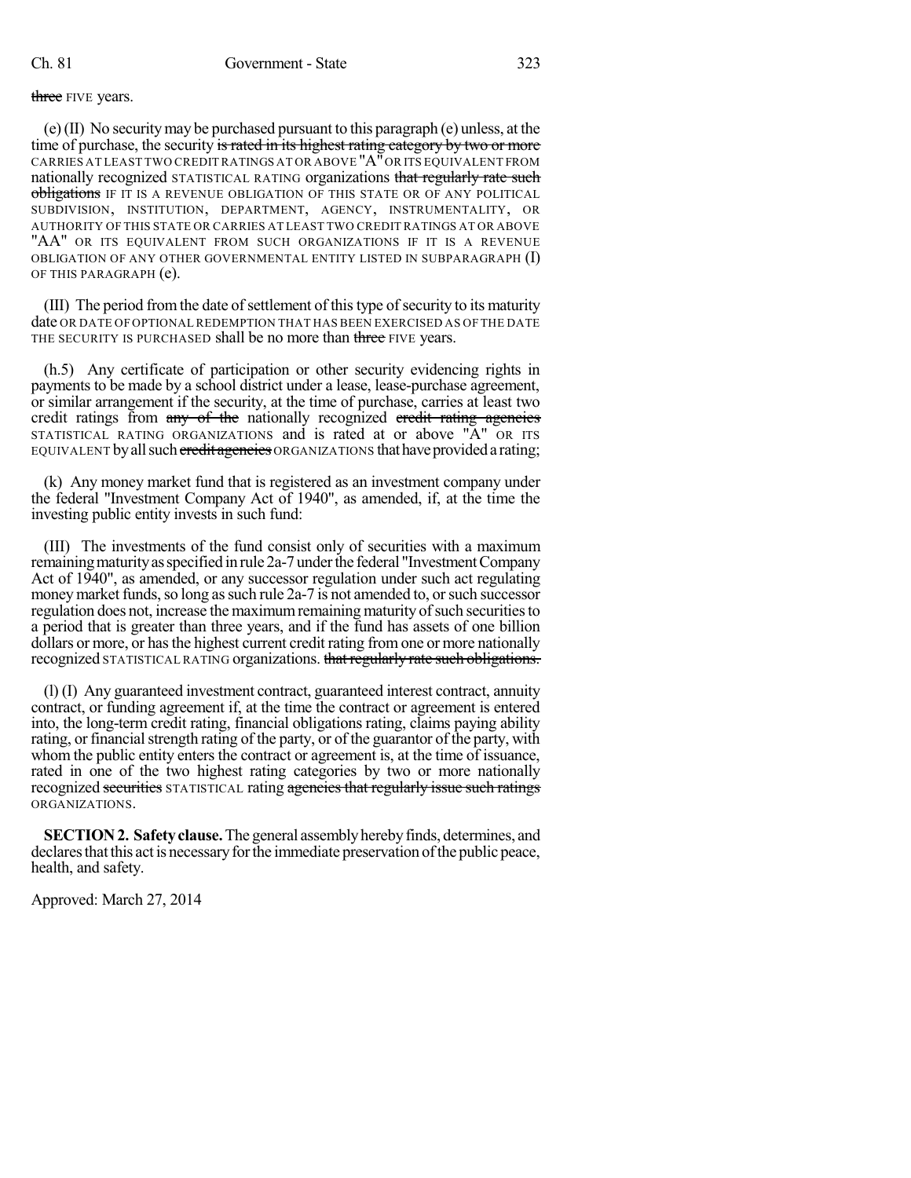~~three~~ FIVE years.

(e) (II) No security may be purchased pursuant to this paragraph (e) unless, at the time of purchase, the security ~~is rated in its highest rating category by two or more~~ CARRIES AT LEAST TWO CREDIT RATINGS AT OR ABOVE "A" OR ITS EQUIVALENT FROM nationally recognized STATISTICAL RATING organizations ~~that regularly rate such obligations~~ IF IT IS A REVENUE OBLIGATION OF THIS STATE OR OF ANY POLITICAL SUBDIVISION, INSTITUTION, DEPARTMENT, AGENCY, INSTRUMENTALITY, OR AUTHORITY OF THIS STATE OR CARRIES AT LEAST TWO CREDIT RATINGS AT OR ABOVE "AA" OR ITS EQUIVALENT FROM SUCH ORGANIZATIONS IF IT IS A REVENUE OBLIGATION OF ANY OTHER GOVERNMENTAL ENTITY LISTED IN SUBPARAGRAPH (I) OF THIS PARAGRAPH (e).

(III) The period from the date of settlement of this type of security to its maturity date OR DATE OF OPTIONAL REDEMPTION THAT HAS BEEN EXERCISED AS OF THE DATE THE SECURITY IS PURCHASED shall be no more than ~~three~~ FIVE years.

(h.5) Any certificate of participation or other security evidencing rights in payments to be made by a school district under a lease, lease-purchase agreement, or similar arrangement if the security, at the time of purchase, carries at least two credit ratings from ~~any of the~~ nationally recognized ~~credit rating agencies~~ STATISTICAL RATING ORGANIZATIONS and is rated at or above "A" OR ITS EQUIVALENT by all such ~~credit agencies~~ ORGANIZATIONS that have provided a rating;

(k) Any money market fund that is registered as an investment company under the federal "Investment Company Act of 1940", as amended, if, at the time the investing public entity invests in such fund:

(III) The investments of the fund consist only of securities with a maximum remaining maturity as specified in rule 2a-7 under the federal "Investment Company Act of 1940", as amended, or any successor regulation under such act regulating money market funds, so long as such rule 2a-7 is not amended to, or such successor regulation does not, increase the maximum remaining maturity of such securities to a period that is greater than three years, and if the fund has assets of one billion dollars or more, or has the highest current credit rating from one or more nationally recognized STATISTICAL RATING organizations. ~~that regularly rate such obligations.~~

(l) (I) Any guaranteed investment contract, guaranteed interest contract, annuity contract, or funding agreement if, at the time the contract or agreement is entered into, the long-term credit rating, financial obligations rating, claims paying ability rating, or financial strength rating of the party, or of the guarantor of the party, with whom the public entity enters the contract or agreement is, at the time of issuance, rated in one of the two highest rating categories by two or more nationally recognized ~~securities~~ STATISTICAL rating ~~agencies that regularly issue such ratings~~ ORGANIZATIONS.

**SECTION 2. Safety clause.** The general assembly hereby finds, determines, and declares that this act is necessary for the immediate preservation of the public peace, health, and safety.

Approved: March 27, 2014